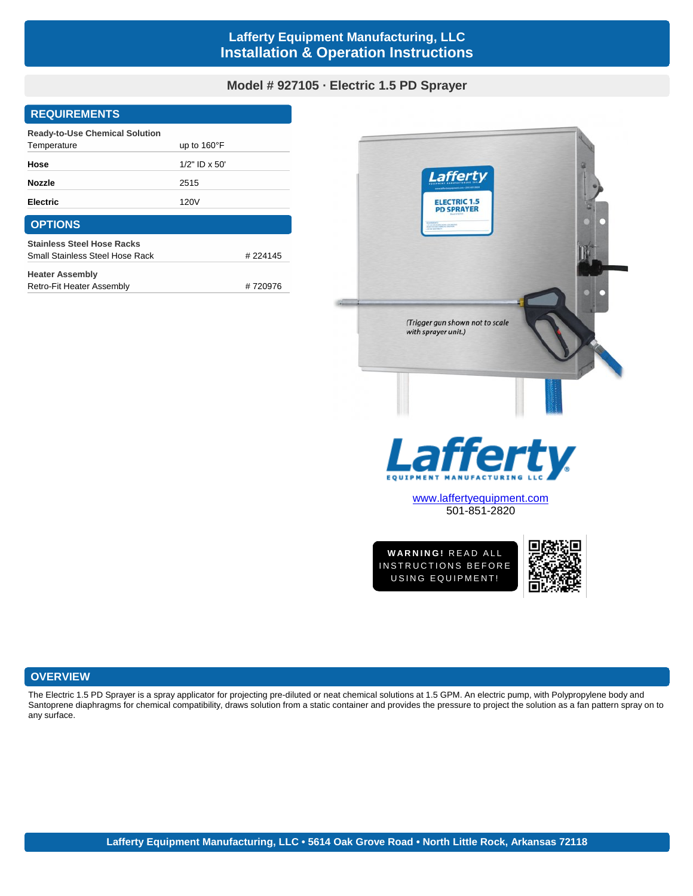# Lafferty Equipment Manufacturing, LLC
# Installation & Operation Instructions

## Model # 927105 · Electric 1.5 PD Sprayer

## REQUIREMENTS

| | |
|---|---|
| **Ready-to-Use Chemical Solution** Temperature | up to 160°F |
| **Hose** | 1/2" ID x 50' |
| **Nozzle** | 2515 |
| **Electric** | 120V |

## OPTIONS

| | |
|---|---|
| **Stainless Steel Hose Racks** Small Stainless Steel Hose Rack | # 224145 |
| **Heater Assembly** Retro-Fit Heater Assembly | # 720976 |

(Trigger gun shown not to scale with sprayer unit.)

www.laffertyequipment.com
501-851-2820

**WARNING!** READ ALL INSTRUCTIONS BEFORE USING EQUIPMENT!

## OVERVIEW

The Electric 1.5 PD Sprayer is a spray applicator for projecting pre-diluted or neat chemical solutions at 1.5 GPM. An electric pump, with Polypropylene body and Santoprene diaphragms for chemical compatibility, draws solution from a static container and provides the pressure to project the solution as a fan pattern spray on to any surface.

Lafferty Equipment Manufacturing, LLC • 5614 Oak Grove Road • North Little Rock, Arkansas 72118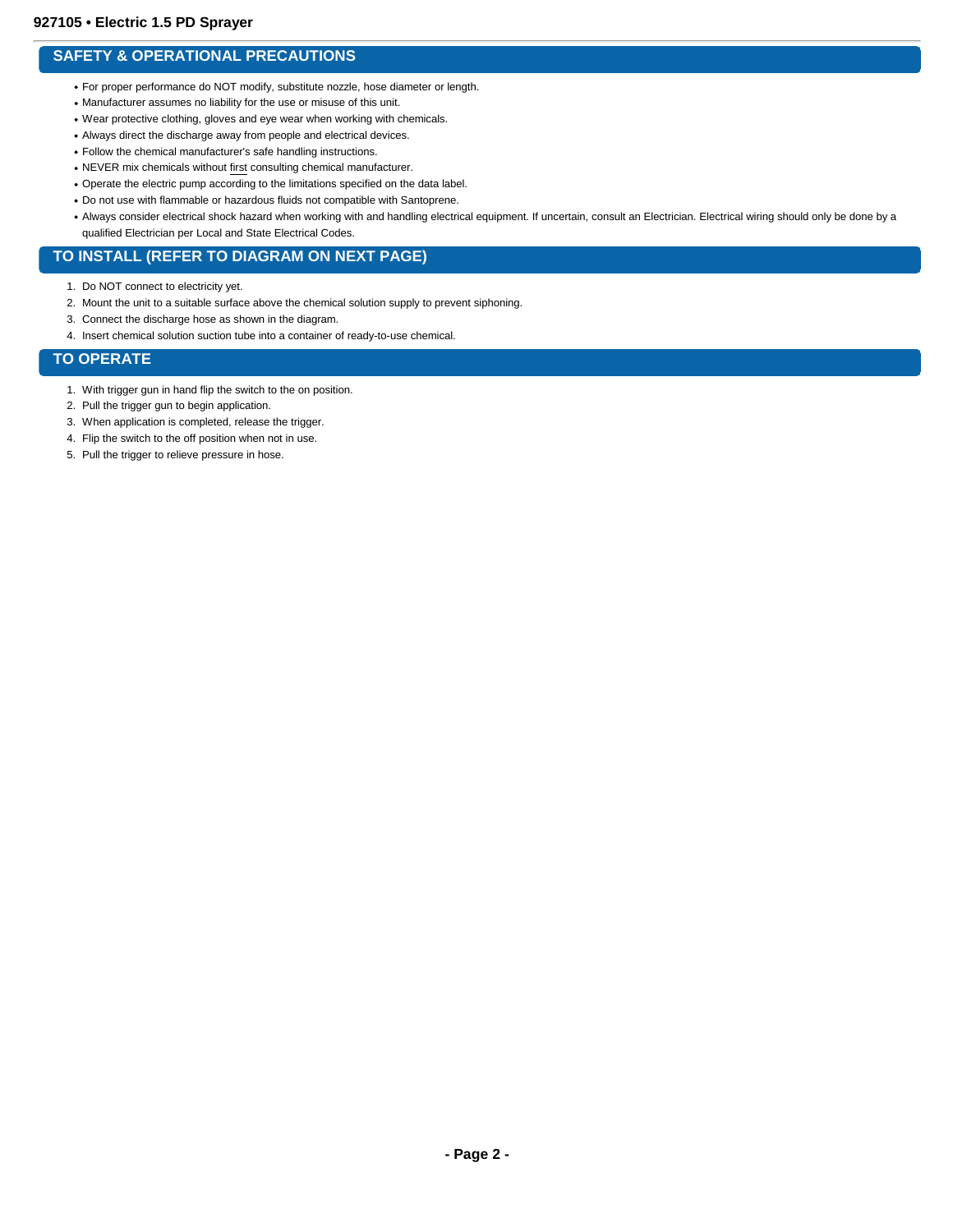## SAFETY & OPERATIONAL PRECAUTIONS

- For proper performance do NOT modify, substitute nozzle, hose diameter or length.
- Manufacturer assumes no liability for the use or misuse of this unit.
- Wear protective clothing, gloves and eye wear when working with chemicals.
- Always direct the discharge away from people and electrical devices.
- Follow the chemical manufacturer's safe handling instructions.
- NEVER mix chemicals without <u>first</u> consulting chemical manufacturer.
- Operate the electric pump according to the limitations specified on the data label.
- Do not use with flammable or hazardous fluids not compatible with Santoprene.
- Always consider electrical shock hazard when working with and handling electrical equipment. If uncertain, consult an Electrician. Electrical wiring should only be done by a qualified Electrician per Local and State Electrical Codes.

## TO INSTALL (REFER TO DIAGRAM ON NEXT PAGE)

1. Do NOT connect to electricity yet.
2. Mount the unit to a suitable surface above the chemical solution supply to prevent siphoning.
3. Connect the discharge hose as shown in the diagram.
4. Insert chemical solution suction tube into a container of ready-to-use chemical.

## TO OPERATE

1. With trigger gun in hand flip the switch to the on position.
2. Pull the trigger gun to begin application.
3. When application is completed, release the trigger.
4. Flip the switch to the off position when not in use.
5. Pull the trigger to relieve pressure in hose.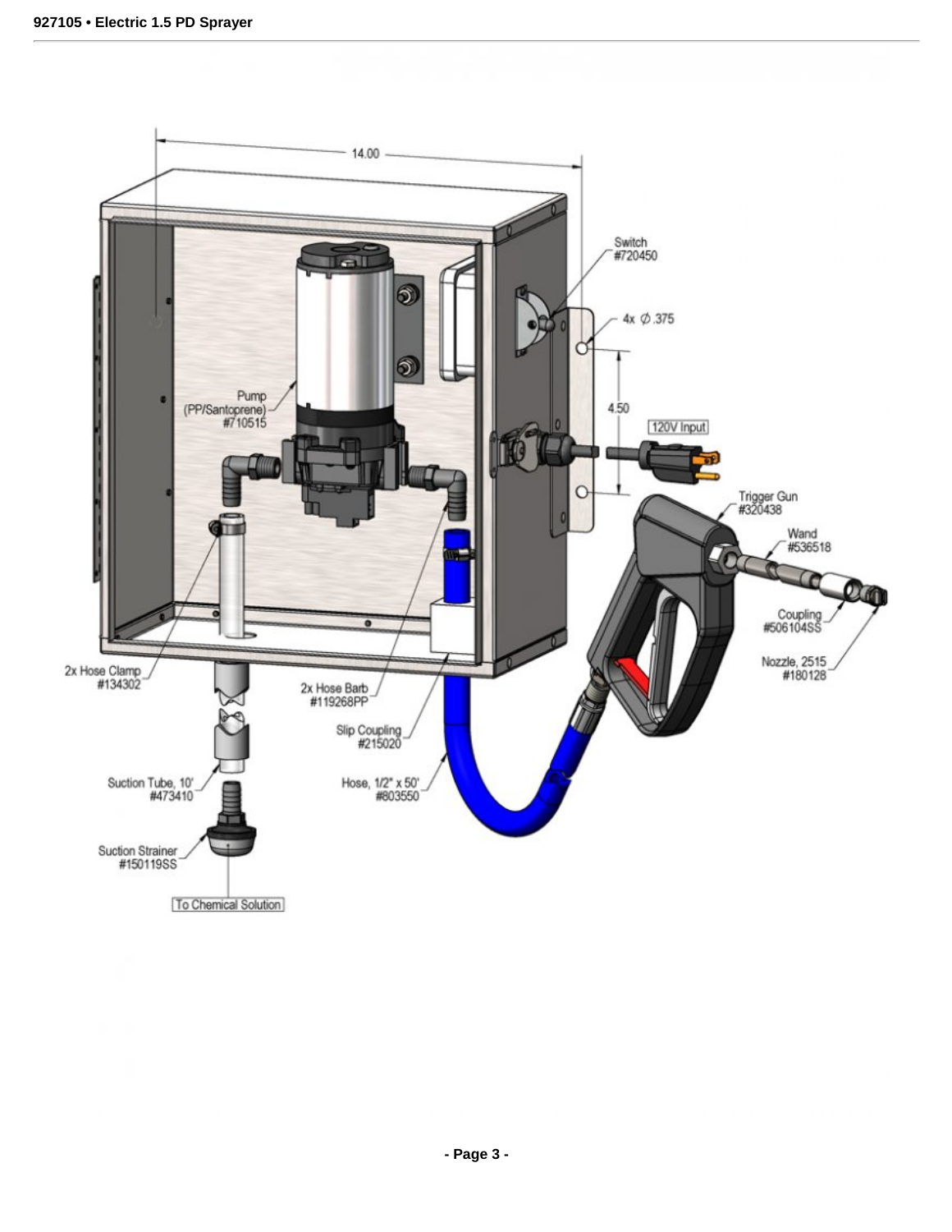14.00

Switch
#720450

4x ∅ .375

4.50

120V Input

Pump
(PP/Santoprene)
#710515

Trigger Gun
#320438

Wand
#536518

Coupling
#506104SS

Nozzle, 2515
#180128

2x Hose Clamp
#134302

2x Hose Barb
#119268PP

Slip Coupling
#215020

Suction Tube, 10'
#473410

Hose, 1/2" x 50'
#803550

Suction Strainer
#150119SS

To Chemical Solution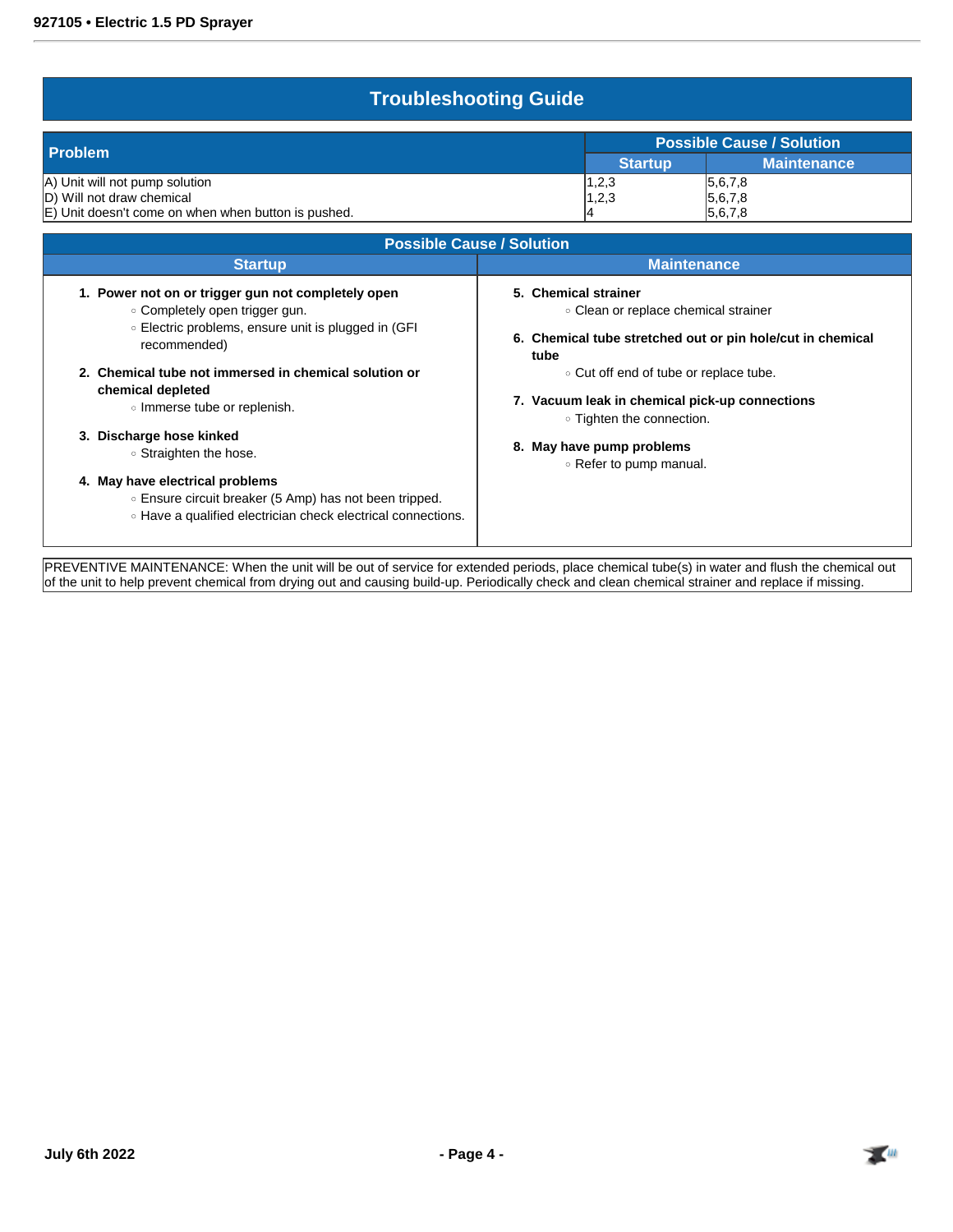# Troubleshooting Guide

| Problem | Possible Cause / Solution | |
|---|---|---|
| | Startup | Maintenance |
| A) Unit will not pump solution | 1,2,3 | 5,6,7,8 |
| D) Will not draw chemical | 1,2,3 | 5,6,7,8 |
| E) Unit doesn't come on when when button is pushed. | 4 | 5,6,7,8 |

## Possible Cause / Solution

### Startup

1. **Power not on or trigger gun not completely open**
   - Completely open trigger gun.
   - Electric problems, ensure unit is plugged in (GFI recommended)
2. **Chemical tube not immersed in chemical solution or chemical depleted**
   - Immerse tube or replenish.
3. **Discharge hose kinked**
   - Straighten the hose.
4. **May have electrical problems**
   - Ensure circuit breaker (5 Amp) has not been tripped.
   - Have a qualified electrician check electrical connections.

### Maintenance

5. **Chemical strainer**
   - Clean or replace chemical strainer
6. **Chemical tube stretched out or pin hole/cut in chemical tube**
   - Cut off end of tube or replace tube.
7. **Vacuum leak in chemical pick-up connections**
   - Tighten the connection.
8. **May have pump problems**
   - Refer to pump manual.

PREVENTIVE MAINTENANCE: When the unit will be out of service for extended periods, place chemical tube(s) in water and flush the chemical out of the unit to help prevent chemical from drying out and causing build-up. Periodically check and clean chemical strainer and replace if missing.